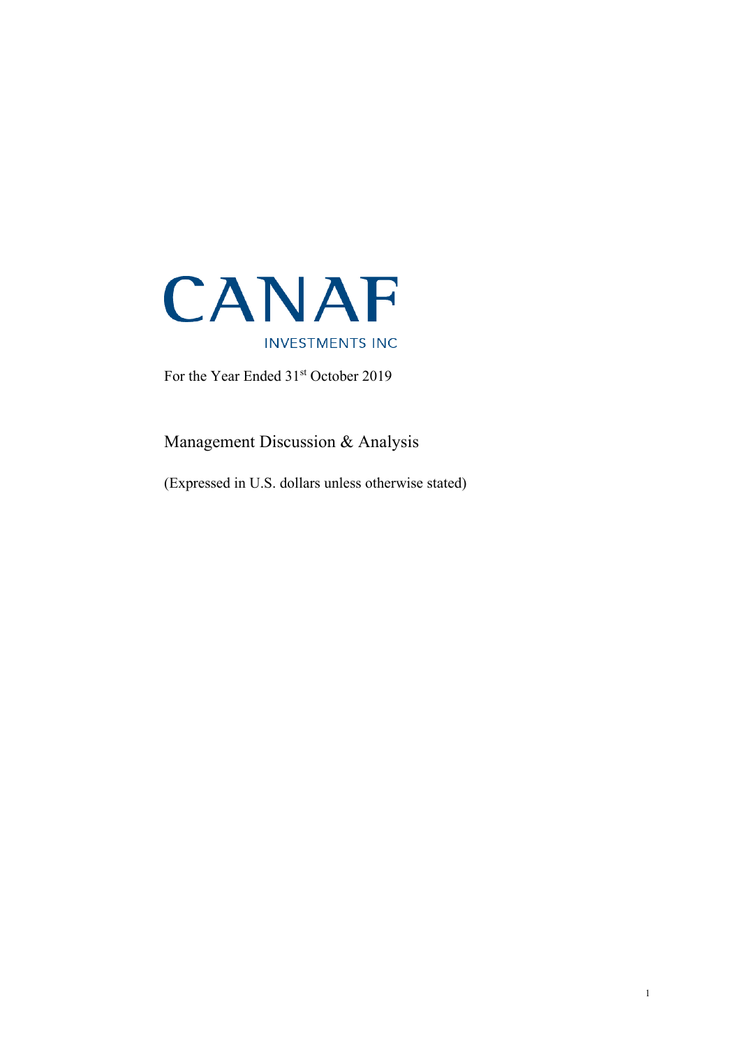# CANAF

INVESTMENTS INC

For the Year Ended 31st October 2019

## Management Discussion & Analysis

(Expressed in U.S. dollars unless otherwise stated)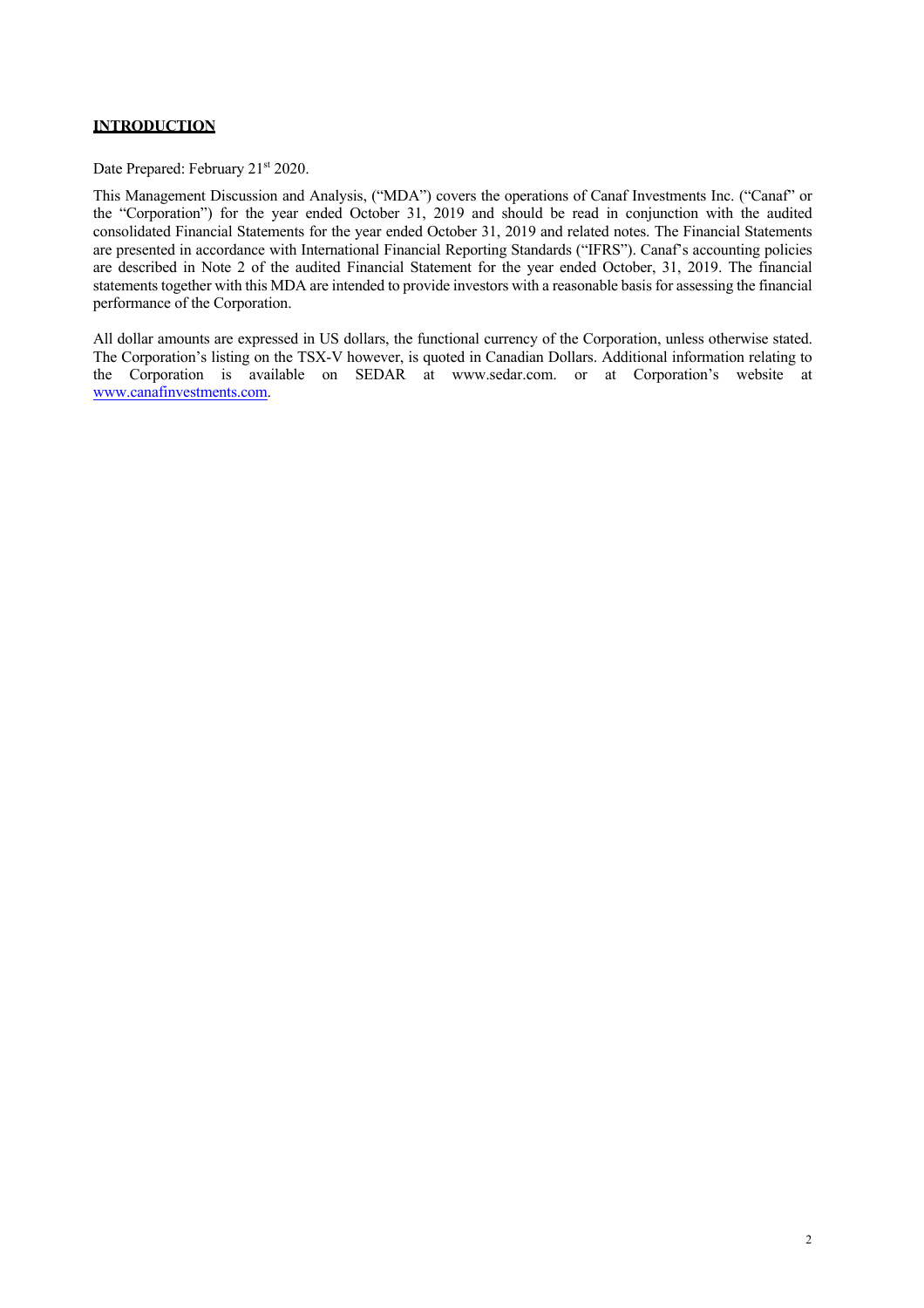## INTRODUCTION

Date Prepared: February 21st 2020.

This Management Discussion and Analysis, ("MDA") covers the operations of Canaf Investments Inc. ("Canaf" or the "Corporation") for the year ended October 31, 2019 and should be read in conjunction with the audited consolidated Financial Statements for the year ended October 31, 2019 and related notes. The Financial Statements are presented in accordance with International Financial Reporting Standards ("IFRS"). Canaf's accounting policies are described in Note 2 of the audited Financial Statement for the year ended October, 31, 2019. The financial statements together with this MDA are intended to provide investors with a reasonable basis for assessing the financial performance of the Corporation.

All dollar amounts are expressed in US dollars, the functional currency of the Corporation, unless otherwise stated. The Corporation's listing on the TSX-V however, is quoted in Canadian Dollars. Additional information relating to the Corporation is available on SEDAR at www.sedar.com. or at Corporation's website at www.canafinvestments.com.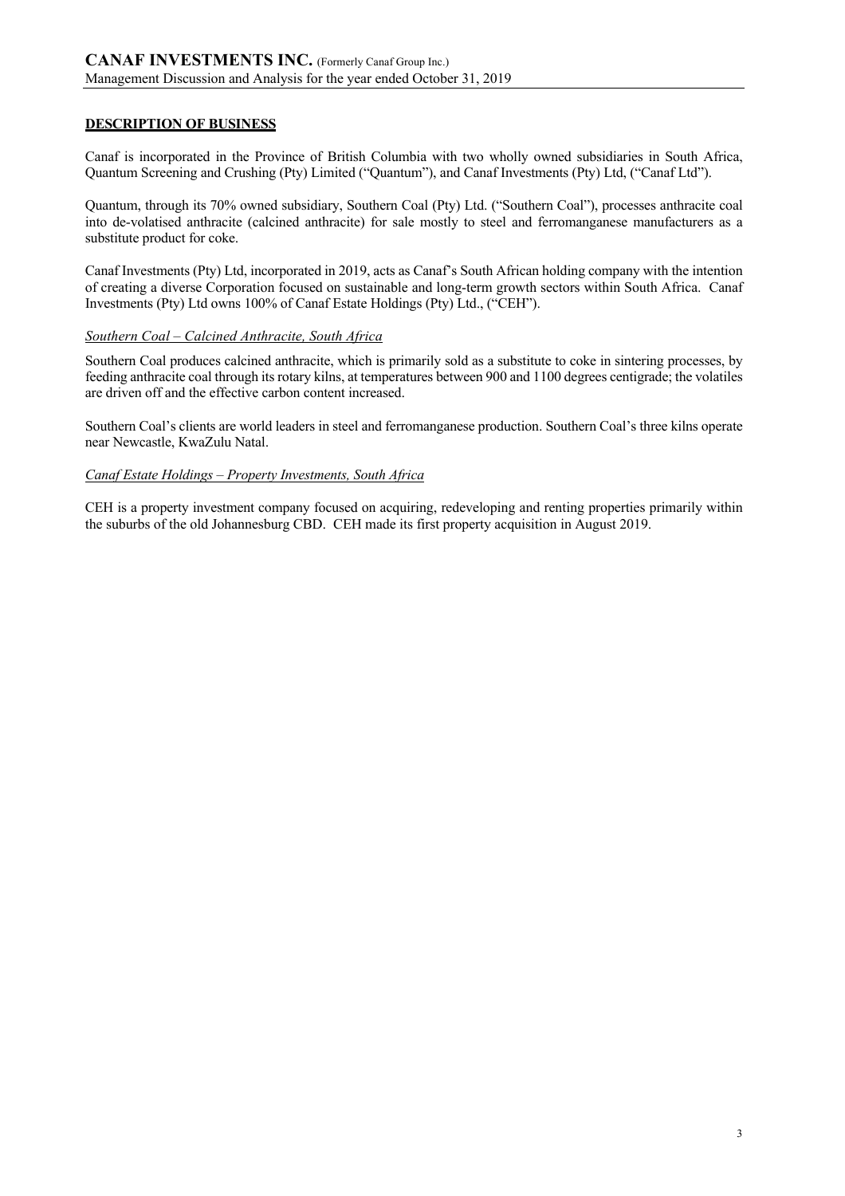## DESCRIPTION OF BUSINESS

Canaf is incorporated in the Province of British Columbia with two wholly owned subsidiaries in South Africa, Quantum Screening and Crushing (Pty) Limited ("Quantum"), and Canaf Investments (Pty) Ltd, ("Canaf Ltd").

Quantum, through its 70% owned subsidiary, Southern Coal (Pty) Ltd. ("Southern Coal"), processes anthracite coal into de-volatised anthracite (calcined anthracite) for sale mostly to steel and ferromanganese manufacturers as a substitute product for coke.

Canaf Investments (Pty) Ltd, incorporated in 2019, acts as Canaf's South African holding company with the intention of creating a diverse Corporation focused on sustainable and long-term growth sectors within South Africa. Canaf Investments (Pty) Ltd owns 100% of Canaf Estate Holdings (Pty) Ltd., ("CEH").

### *Southern Coal – Calcined Anthracite, South Africa*

Southern Coal produces calcined anthracite, which is primarily sold as a substitute to coke in sintering processes, by feeding anthracite coal through its rotary kilns, at temperatures between 900 and 1100 degrees centigrade; the volatiles are driven off and the effective carbon content increased.

Southern Coal's clients are world leaders in steel and ferromanganese production. Southern Coal's three kilns operate near Newcastle, KwaZulu Natal.

### *Canaf Estate Holdings – Property Investments, South Africa*

CEH is a property investment company focused on acquiring, redeveloping and renting properties primarily within the suburbs of the old Johannesburg CBD. CEH made its first property acquisition in August 2019.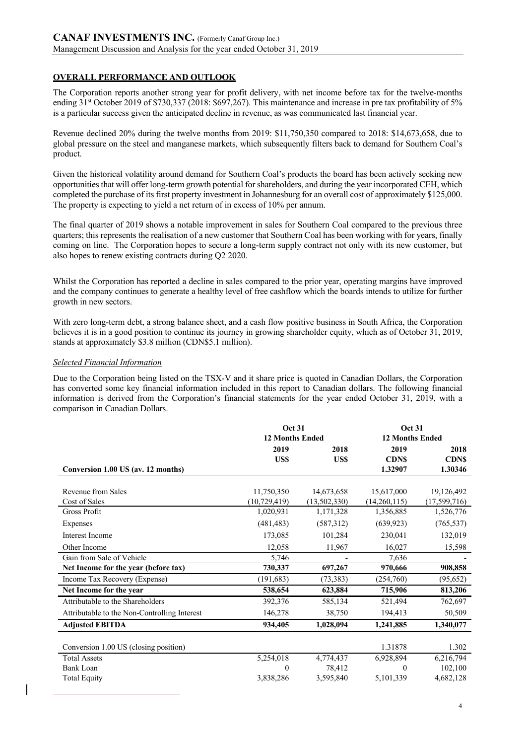## OVERALL PERFORMANCE AND OUTLOOK

The Corporation reports another strong year for profit delivery, with net income before tax for the twelve-months ending 31st October 2019 of $730,337 (2018: $697,267). This maintenance and increase in pre tax profitability of 5% is a particular success given the anticipated decline in revenue, as was communicated last financial year.

Revenue declined 20% during the twelve months from 2019: $11,750,350 compared to 2018: $14,673,658, due to global pressure on the steel and manganese markets, which subsequently filters back to demand for Southern Coal's product.

Given the historical volatility around demand for Southern Coal's products the board has been actively seeking new opportunities that will offer long-term growth potential for shareholders, and during the year incorporated CEH, which completed the purchase of its first property investment in Johannesburg for an overall cost of approximately $125,000. The property is expecting to yield a net return of in excess of 10% per annum.

The final quarter of 2019 shows a notable improvement in sales for Southern Coal compared to the previous three quarters; this represents the realisation of a new customer that Southern Coal has been working with for years, finally coming on line. The Corporation hopes to secure a long-term supply contract not only with its new customer, but also hopes to renew existing contracts during Q2 2020.

Whilst the Corporation has reported a decline in sales compared to the prior year, operating margins have improved and the company continues to generate a healthy level of free cashflow which the boards intends to utilize for further growth in new sectors.

With zero long-term debt, a strong balance sheet, and a cash flow positive business in South Africa, the Corporation believes it is in a good position to continue its journey in growing shareholder equity, which as of October 31, 2019, stands at approximately $3.8 million (CDN$5.1 million).

### *Selected Financial Information*

Due to the Corporation being listed on the TSX-V and it share price is quoted in Canadian Dollars, the Corporation has converted some key financial information included in this report to Canadian dollars. The following financial information is derived from the Corporation's financial statements for the year ended October 31, 2019, with a comparison in Canadian Dollars.

| | Oct 31 12 Months Ended | | Oct 31 12 Months Ended | |
|---|---|---|---|---|
| | 2019 US$ | 2018 US$ | 2019 CDN$ | 2018 CDN$ |
| **Conversion 1.00 US (av. 12 months)** | | | 1.32907 | 1.30346 |
| Revenue from Sales | 11,750,350 | 14,673,658 | 15,617,000 | 19,126,492 |
| Cost of Sales | (10,729,419) | (13,502,330) | (14,260,115) | (17,599,716) |
| Gross Profit | 1,020,931 | 1,171,328 | 1,356,885 | 1,526,776 |
| Expenses | (481,483) | (587,312) | (639,923) | (765,537) |
| Interest Income | 173,085 | 101,284 | 230,041 | 132,019 |
| Other Income | 12,058 | 11,967 | 16,027 | 15,598 |
| Gain from Sale of Vehicle | 5,746 | - | 7,636 | - |
| **Net Income for the year (before tax)** | **730,337** | **697,267** | **970,666** | **908,858** |
| Income Tax Recovery (Expense) | (191,683) | (73,383) | (254,760) | (95,652) |
| **Net Income for the year** | **538,654** | **623,884** | **715,906** | **813,206** |
| Attributable to the Shareholders | 392,376 | 585,134 | 521,494 | 762,697 |
| Attributable to the Non-Controlling Interest | 146,278 | 38,750 | 194,413 | 50,509 |
| **Adjusted EBITDA** | **934,405** | **1,028,094** | **1,241,885** | **1,340,077** |
| Conversion 1.00 US (closing position) | | | 1.31878 | 1.302 |
| Total Assets | 5,254,018 | 4,774,437 | 6,928,894 | 6,216,794 |
| Bank Loan | 0 | 78,412 | 0 | 102,100 |
| Total Equity | 3,838,286 | 3,595,840 | 5,101,339 | 4,682,128 |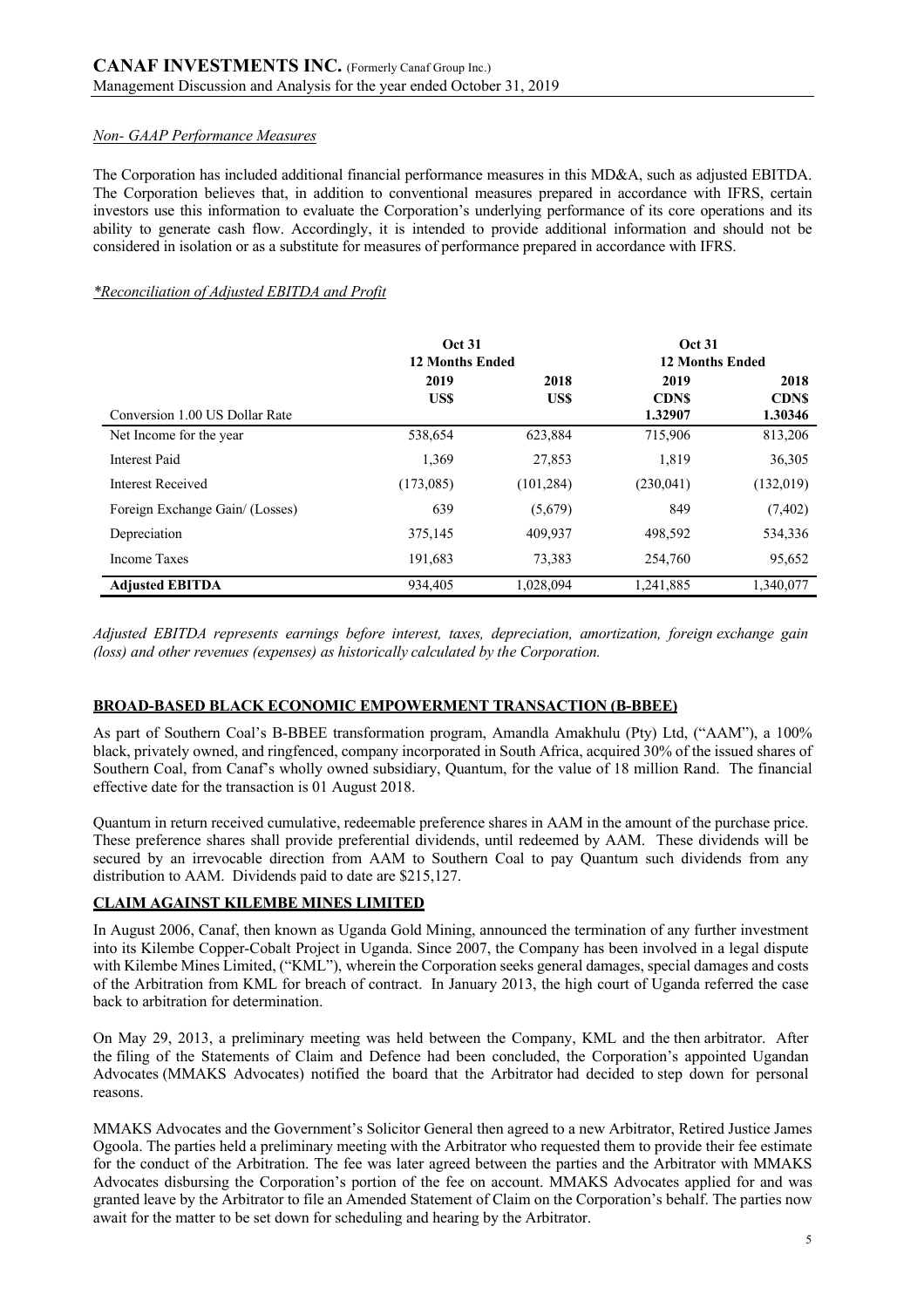### *Non- GAAP Performance Measures*

The Corporation has included additional financial performance measures in this MD&A, such as adjusted EBITDA. The Corporation believes that, in addition to conventional measures prepared in accordance with IFRS, certain investors use this information to evaluate the Corporation's underlying performance of its core operations and its ability to generate cash flow. Accordingly, it is intended to provide additional information and should not be considered in isolation or as a substitute for measures of performance prepared in accordance with IFRS.

### *\*Reconciliation of Adjusted EBITDA and Profit*

| | Oct 31 12 Months Ended | | Oct 31 12 Months Ended | |
|---|---|---|---|---|
| | 2019 US$ | 2018 US$ | 2019 CDN$ | 2018 CDN$ |
| Conversion 1.00 US Dollar Rate | | | 1.32907 | 1.30346 |
| Net Income for the year | 538,654 | 623,884 | 715,906 | 813,206 |
| Interest Paid | 1,369 | 27,853 | 1,819 | 36,305 |
| Interest Received | (173,085) | (101,284) | (230,041) | (132,019) |
| Foreign Exchange Gain/ (Losses) | 639 | (5,679) | 849 | (7,402) |
| Depreciation | 375,145 | 409,937 | 498,592 | 534,336 |
| Income Taxes | 191,683 | 73,383 | 254,760 | 95,652 |
| **Adjusted EBITDA** | 934,405 | 1,028,094 | 1,241,885 | 1,340,077 |

*Adjusted EBITDA represents earnings before interest, taxes, depreciation, amortization, foreign exchange gain (loss) and other revenues (expenses) as historically calculated by the Corporation.*

## BROAD-BASED BLACK ECONOMIC EMPOWERMENT TRANSACTION (B-BBEE)

As part of Southern Coal's B-BBEE transformation program, Amandla Amakhulu (Pty) Ltd, ("AAM"), a 100% black, privately owned, and ringfenced, company incorporated in South Africa, acquired 30% of the issued shares of Southern Coal, from Canaf's wholly owned subsidiary, Quantum, for the value of 18 million Rand. The financial effective date for the transaction is 01 August 2018.

Quantum in return received cumulative, redeemable preference shares in AAM in the amount of the purchase price. These preference shares shall provide preferential dividends, until redeemed by AAM. These dividends will be secured by an irrevocable direction from AAM to Southern Coal to pay Quantum such dividends from any distribution to AAM. Dividends paid to date are $215,127.

## CLAIM AGAINST KILEMBE MINES LIMITED

In August 2006, Canaf, then known as Uganda Gold Mining, announced the termination of any further investment into its Kilembe Copper-Cobalt Project in Uganda. Since 2007, the Company has been involved in a legal dispute with Kilembe Mines Limited, ("KML"), wherein the Corporation seeks general damages, special damages and costs of the Arbitration from KML for breach of contract. In January 2013, the high court of Uganda referred the case back to arbitration for determination.

On May 29, 2013, a preliminary meeting was held between the Company, KML and the then arbitrator. After the filing of the Statements of Claim and Defence had been concluded, the Corporation's appointed Ugandan Advocates (MMAKS Advocates) notified the board that the Arbitrator had decided to step down for personal reasons.

MMAKS Advocates and the Government's Solicitor General then agreed to a new Arbitrator, Retired Justice James Ogoola. The parties held a preliminary meeting with the Arbitrator who requested them to provide their fee estimate for the conduct of the Arbitration. The fee was later agreed between the parties and the Arbitrator with MMAKS Advocates disbursing the Corporation's portion of the fee on account. MMAKS Advocates applied for and was granted leave by the Arbitrator to file an Amended Statement of Claim on the Corporation's behalf. The parties now await for the matter to be set down for scheduling and hearing by the Arbitrator.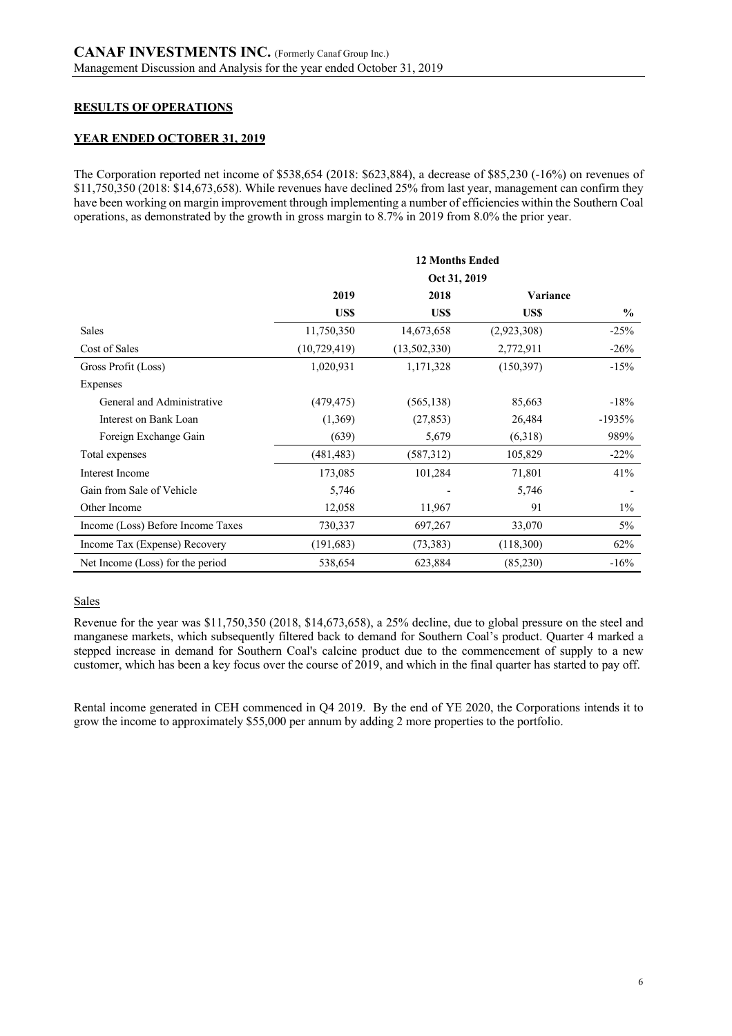## RESULTS OF OPERATIONS

## YEAR ENDED OCTOBER 31, 2019

The Corporation reported net income of $538,654 (2018: $623,884), a decrease of $85,230 (-16%) on revenues of $11,750,350 (2018: $14,673,658). While revenues have declined 25% from last year, management can confirm they have been working on margin improvement through implementing a number of efficiencies within the Southern Coal operations, as demonstrated by the growth in gross margin to 8.7% in 2019 from 8.0% the prior year.

| | 12 Months Ended Oct 31, 2019 | | | |
|---|---|---|---|---|
| | 2019 | 2018 | Variance | |
| | US$ | US$ | US$ | % |
| Sales | 11,750,350 | 14,673,658 | (2,923,308) | -25% |
| Cost of Sales | (10,729,419) | (13,502,330) | 2,772,911 | -26% |
| Gross Profit (Loss) | 1,020,931 | 1,171,328 | (150,397) | -15% |
| Expenses | | | | |
| General and Administrative | (479,475) | (565,138) | 85,663 | -18% |
| Interest on Bank Loan | (1,369) | (27,853) | 26,484 | -1935% |
| Foreign Exchange Gain | (639) | 5,679 | (6,318) | 989% |
| Total expenses | (481,483) | (587,312) | 105,829 | -22% |
| Interest Income | 173,085 | 101,284 | 71,801 | 41% |
| Gain from Sale of Vehicle | 5,746 | - | 5,746 | - |
| Other Income | 12,058 | 11,967 | 91 | 1% |
| Income (Loss) Before Income Taxes | 730,337 | 697,267 | 33,070 | 5% |
| Income Tax (Expense) Recovery | (191,683) | (73,383) | (118,300) | 62% |
| Net Income (Loss) for the period | 538,654 | 623,884 | (85,230) | -16% |

### Sales

Revenue for the year was $11,750,350 (2018, $14,673,658), a 25% decline, due to global pressure on the steel and manganese markets, which subsequently filtered back to demand for Southern Coal's product. Quarter 4 marked a stepped increase in demand for Southern Coal's calcine product due to the commencement of supply to a new customer, which has been a key focus over the course of 2019, and which in the final quarter has started to pay off.

Rental income generated in CEH commenced in Q4 2019. By the end of YE 2020, the Corporations intends it to grow the income to approximately $55,000 per annum by adding 2 more properties to the portfolio.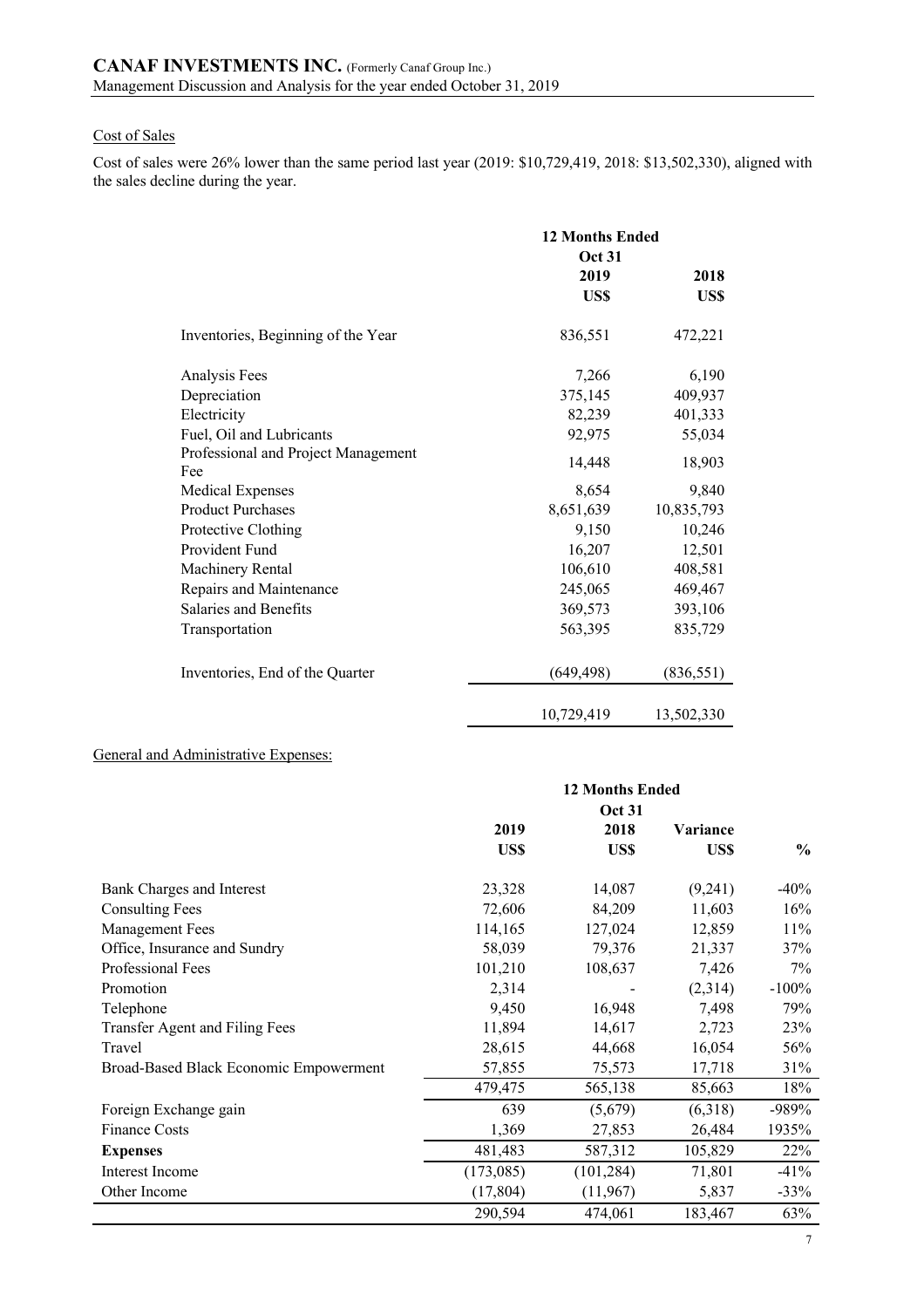### Cost of Sales

Cost of sales were 26% lower than the same period last year (2019: $10,729,419, 2018: $13,502,330), aligned with the sales decline during the year.

| | 12 Months Ended Oct 31 2019 US$ | 2018 US$ |
|---|---|---|
| Inventories, Beginning of the Year | 836,551 | 472,221 |
| Analysis Fees | 7,266 | 6,190 |
| Depreciation | 375,145 | 409,937 |
| Electricity | 82,239 | 401,333 |
| Fuel, Oil and Lubricants | 92,975 | 55,034 |
| Professional and Project Management Fee | 14,448 | 18,903 |
| Medical Expenses | 8,654 | 9,840 |
| Product Purchases | 8,651,639 | 10,835,793 |
| Protective Clothing | 9,150 | 10,246 |
| Provident Fund | 16,207 | 12,501 |
| Machinery Rental | 106,610 | 408,581 |
| Repairs and Maintenance | 245,065 | 469,467 |
| Salaries and Benefits | 369,573 | 393,106 |
| Transportation | 563,395 | 835,729 |
| Inventories, End of the Quarter | (649,498) | (836,551) |
| | 10,729,419 | 13,502,330 |

### General and Administrative Expenses:

| | 2019 US$ | 12 Months Ended Oct 31 2018 US$ | Variance US$ | % |
|---|---|---|---|---|
| Bank Charges and Interest | 23,328 | 14,087 | (9,241) | -40% |
| Consulting Fees | 72,606 | 84,209 | 11,603 | 16% |
| Management Fees | 114,165 | 127,024 | 12,859 | 11% |
| Office, Insurance and Sundry | 58,039 | 79,376 | 21,337 | 37% |
| Professional Fees | 101,210 | 108,637 | 7,426 | 7% |
| Promotion | 2,314 | - | (2,314) | -100% |
| Telephone | 9,450 | 16,948 | 7,498 | 79% |
| Transfer Agent and Filing Fees | 11,894 | 14,617 | 2,723 | 23% |
| Travel | 28,615 | 44,668 | 16,054 | 56% |
| Broad-Based Black Economic Empowerment | 57,855 | 75,573 | 17,718 | 31% |
| | 479,475 | 565,138 | 85,663 | 18% |
| Foreign Exchange gain | 639 | (5,679) | (6,318) | -989% |
| Finance Costs | 1,369 | 27,853 | 26,484 | 1935% |
| **Expenses** | 481,483 | 587,312 | 105,829 | 22% |
| Interest Income | (173,085) | (101,284) | 71,801 | -41% |
| Other Income | (17,804) | (11,967) | 5,837 | -33% |
| | 290,594 | 474,061 | 183,467 | 63% |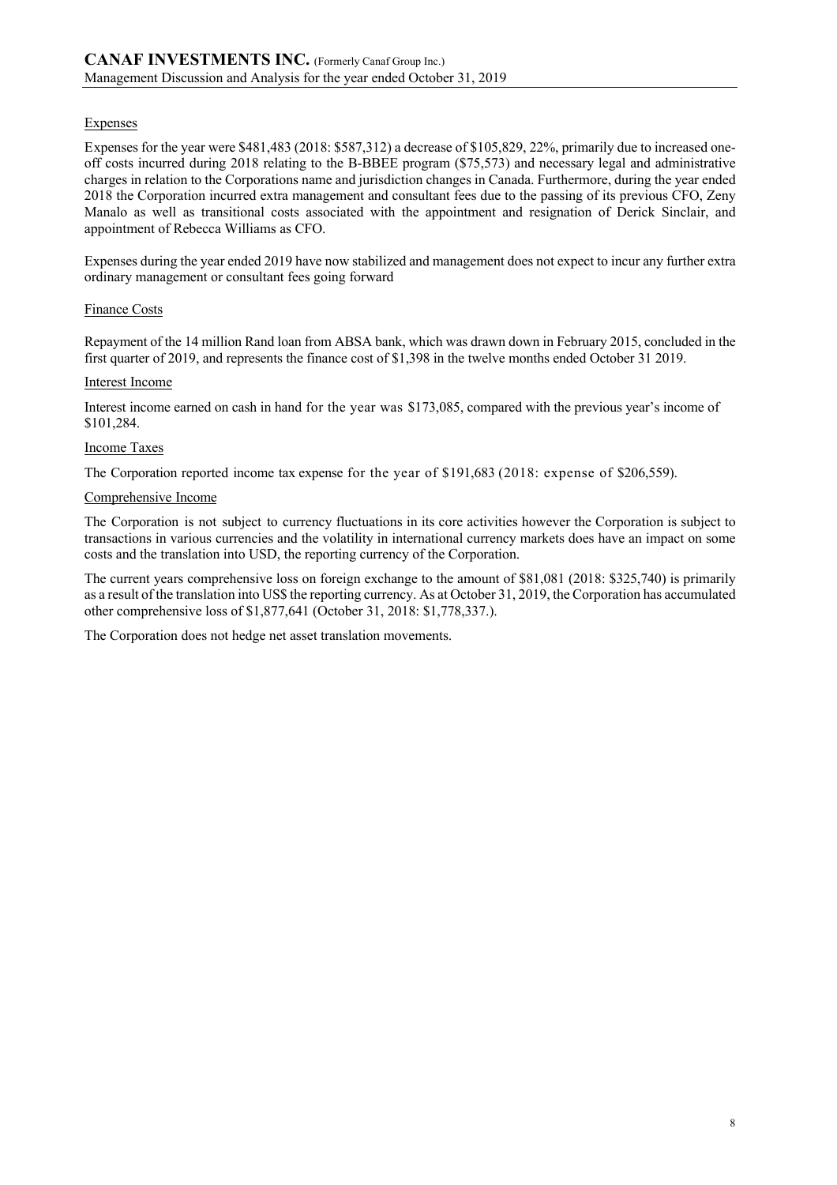### Expenses

Expenses for the year were $481,483 (2018: $587,312) a decrease of $105,829, 22%, primarily due to increased one-off costs incurred during 2018 relating to the B-BBEE program ($75,573) and necessary legal and administrative charges in relation to the Corporations name and jurisdiction changes in Canada. Furthermore, during the year ended 2018 the Corporation incurred extra management and consultant fees due to the passing of its previous CFO, Zeny Manalo as well as transitional costs associated with the appointment and resignation of Derick Sinclair, and appointment of Rebecca Williams as CFO.

Expenses during the year ended 2019 have now stabilized and management does not expect to incur any further extra ordinary management or consultant fees going forward

### Finance Costs

Repayment of the 14 million Rand loan from ABSA bank, which was drawn down in February 2015, concluded in the first quarter of 2019, and represents the finance cost of $1,398 in the twelve months ended October 31 2019.

### Interest Income

Interest income earned on cash in hand for the year was $173,085, compared with the previous year's income of $101,284.

### Income Taxes

The Corporation reported income tax expense for the year of $191,683 (2018: expense of $206,559).

### Comprehensive Income

The Corporation is not subject to currency fluctuations in its core activities however the Corporation is subject to transactions in various currencies and the volatility in international currency markets does have an impact on some costs and the translation into USD, the reporting currency of the Corporation.

The current years comprehensive loss on foreign exchange to the amount of $81,081 (2018: $325,740) is primarily as a result of the translation into US$ the reporting currency. As at October 31, 2019, the Corporation has accumulated other comprehensive loss of $1,877,641 (October 31, 2018: $1,778,337.).

The Corporation does not hedge net asset translation movements.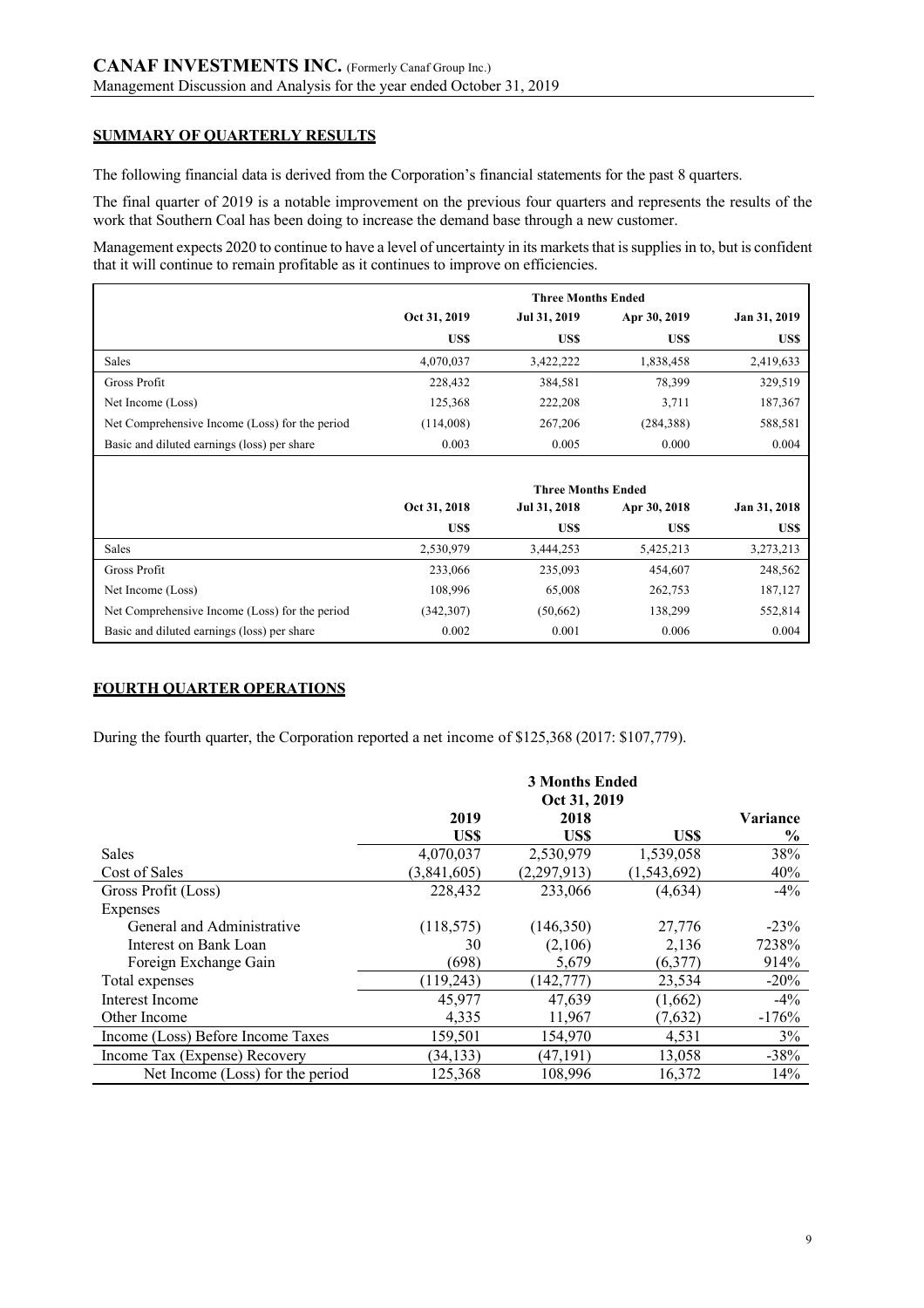## SUMMARY OF QUARTERLY RESULTS

The following financial data is derived from the Corporation's financial statements for the past 8 quarters.

The final quarter of 2019 is a notable improvement on the previous four quarters and represents the results of the work that Southern Coal has been doing to increase the demand base through a new customer.

Management expects 2020 to continue to have a level of uncertainty in its markets that is supplies in to, but is confident that it will continue to remain profitable as it continues to improve on efficiencies.

| | Three Months Ended | | | |
|---|---|---|---|---|
| | Oct 31, 2019 | Jul 31, 2019 | Apr 30, 2019 | Jan 31, 2019 |
| | US$ | US$ | US$ | US$ |
| Sales | 4,070,037 | 3,422,222 | 1,838,458 | 2,419,633 |
| Gross Profit | 228,432 | 384,581 | 78,399 | 329,519 |
| Net Income (Loss) | 125,368 | 222,208 | 3,711 | 187,367 |
| Net Comprehensive Income (Loss) for the period | (114,008) | 267,206 | (284,388) | 588,581 |
| Basic and diluted earnings (loss) per share | 0.003 | 0.005 | 0.000 | 0.004 |

| | Three Months Ended | | | |
|---|---|---|---|---|
| | Oct 31, 2018 | Jul 31, 2018 | Apr 30, 2018 | Jan 31, 2018 |
| | US$ | US$ | US$ | US$ |
| Sales | 2,530,979 | 3,444,253 | 5,425,213 | 3,273,213 |
| Gross Profit | 233,066 | 235,093 | 454,607 | 248,562 |
| Net Income (Loss) | 108,996 | 65,008 | 262,753 | 187,127 |
| Net Comprehensive Income (Loss) for the period | (342,307) | (50,662) | 138,299 | 552,814 |
| Basic and diluted earnings (loss) per share | 0.002 | 0.001 | 0.006 | 0.004 |

## FOURTH QUARTER OPERATIONS

During the fourth quarter, the Corporation reported a net income of $125,368 (2017: $107,779).

| | 3 Months Ended Oct 31, 2019 | | | |
|---|---|---|---|---|
| | 2019 | 2018 | | Variance |
| | US$ | US$ | US$ | % |
| Sales | 4,070,037 | 2,530,979 | 1,539,058 | 38% |
| Cost of Sales | (3,841,605) | (2,297,913) | (1,543,692) | 40% |
| Gross Profit (Loss) | 228,432 | 233,066 | (4,634) | -4% |
| Expenses | | | | |
| General and Administrative | (118,575) | (146,350) | 27,776 | -23% |
| Interest on Bank Loan | 30 | (2,106) | 2,136 | 7238% |
| Foreign Exchange Gain | (698) | 5,679 | (6,377) | 914% |
| Total expenses | (119,243) | (142,777) | 23,534 | -20% |
| Interest Income | 45,977 | 47,639 | (1,662) | -4% |
| Other Income | 4,335 | 11,967 | (7,632) | -176% |
| Income (Loss) Before Income Taxes | 159,501 | 154,970 | 4,531 | 3% |
| Income Tax (Expense) Recovery | (34,133) | (47,191) | 13,058 | -38% |
| Net Income (Loss) for the period | 125,368 | 108,996 | 16,372 | 14% |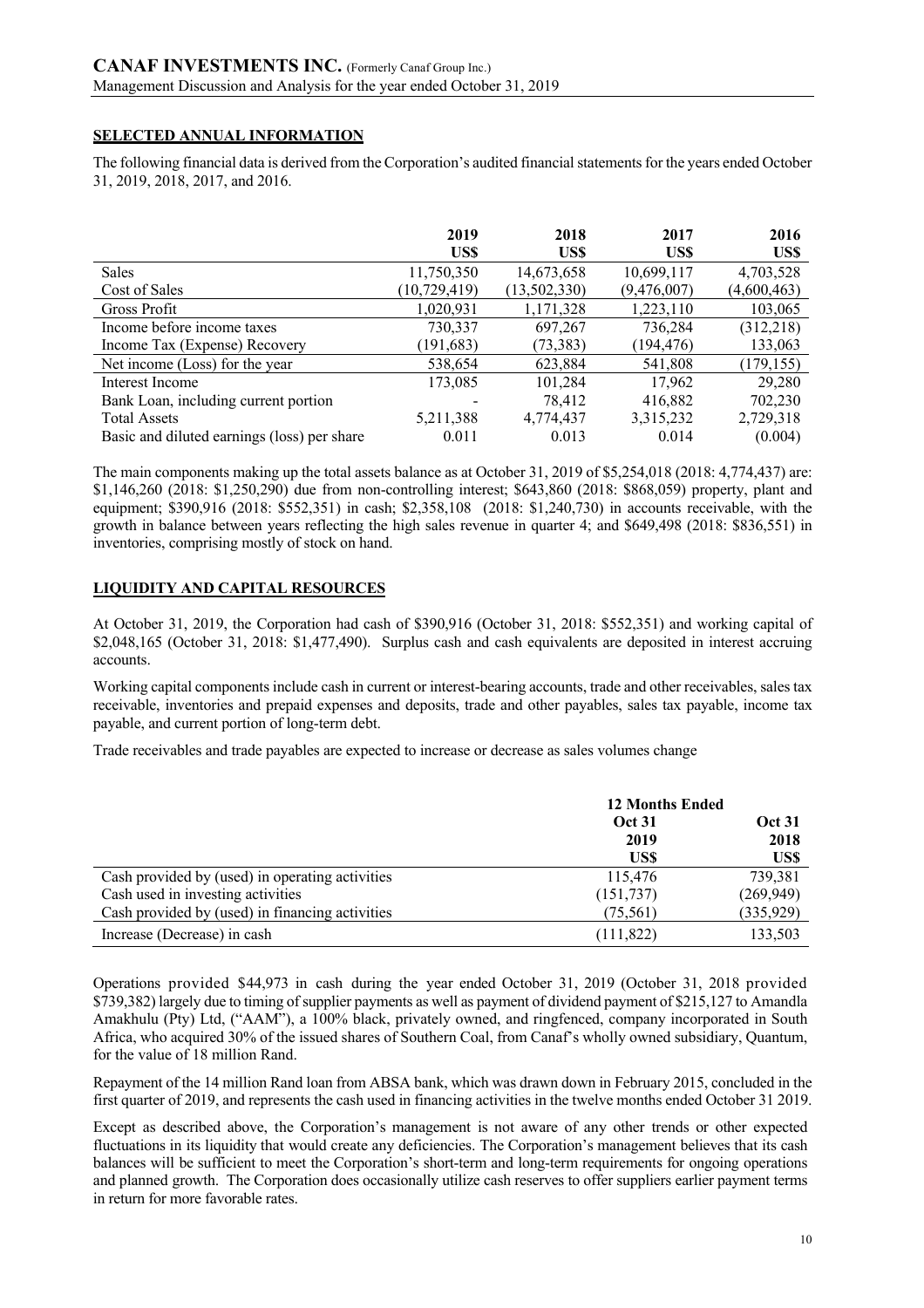## SELECTED ANNUAL INFORMATION

The following financial data is derived from the Corporation's audited financial statements for the years ended October 31, 2019, 2018, 2017, and 2016.

| | 2019<br>US$ | 2018<br>US$ | 2017<br>US$ | 2016<br>US$ |
|---|---|---|---|---|
| Sales | 11,750,350 | 14,673,658 | 10,699,117 | 4,703,528 |
| Cost of Sales | (10,729,419) | (13,502,330) | (9,476,007) | (4,600,463) |
| Gross Profit | 1,020,931 | 1,171,328 | 1,223,110 | 103,065 |
| Income before income taxes | 730,337 | 697,267 | 736,284 | (312,218) |
| Income Tax (Expense) Recovery | (191,683) | (73,383) | (194,476) | 133,063 |
| Net income (Loss) for the year | 538,654 | 623,884 | 541,808 | (179,155) |
| Interest Income | 173,085 | 101,284 | 17,962 | 29,280 |
| Bank Loan, including current portion | - | 78,412 | 416,882 | 702,230 |
| Total Assets | 5,211,388 | 4,774,437 | 3,315,232 | 2,729,318 |
| Basic and diluted earnings (loss) per share | 0.011 | 0.013 | 0.014 | (0.004) |

The main components making up the total assets balance as at October 31, 2019 of $5,254,018 (2018: 4,774,437) are: $1,146,260 (2018: $1,250,290) due from non-controlling interest; $643,860 (2018: $868,059) property, plant and equipment; $390,916 (2018: $552,351) in cash; $2,358,108 (2018: $1,240,730) in accounts receivable, with the growth in balance between years reflecting the high sales revenue in quarter 4; and $649,498 (2018: $836,551) in inventories, comprising mostly of stock on hand.

## LIQUIDITY AND CAPITAL RESOURCES

At October 31, 2019, the Corporation had cash of $390,916 (October 31, 2018: $552,351) and working capital of $2,048,165 (October 31, 2018: $1,477,490). Surplus cash and cash equivalents are deposited in interest accruing accounts.

Working capital components include cash in current or interest-bearing accounts, trade and other receivables, sales tax receivable, inventories and prepaid expenses and deposits, trade and other payables, sales tax payable, income tax payable, and current portion of long-term debt.

Trade receivables and trade payables are expected to increase or decrease as sales volumes change

| | 12 Months Ended<br>Oct 31<br>2019<br>US$ | Oct 31<br>2018<br>US$ |
|---|---|---|
| Cash provided by (used) in operating activities | 115,476 | 739,381 |
| Cash used in investing activities | (151,737) | (269,949) |
| Cash provided by (used) in financing activities | (75,561) | (335,929) |
| Increase (Decrease) in cash | (111,822) | 133,503 |

Operations provided $44,973 in cash during the year ended October 31, 2019 (October 31, 2018 provided $739,382) largely due to timing of supplier payments as well as payment of dividend payment of $215,127 to Amandla Amakhulu (Pty) Ltd, ("AAM"), a 100% black, privately owned, and ringfenced, company incorporated in South Africa, who acquired 30% of the issued shares of Southern Coal, from Canaf's wholly owned subsidiary, Quantum, for the value of 18 million Rand.

Repayment of the 14 million Rand loan from ABSA bank, which was drawn down in February 2015, concluded in the first quarter of 2019, and represents the cash used in financing activities in the twelve months ended October 31 2019.

Except as described above, the Corporation's management is not aware of any other trends or other expected fluctuations in its liquidity that would create any deficiencies. The Corporation's management believes that its cash balances will be sufficient to meet the Corporation's short-term and long-term requirements for ongoing operations and planned growth. The Corporation does occasionally utilize cash reserves to offer suppliers earlier payment terms in return for more favorable rates.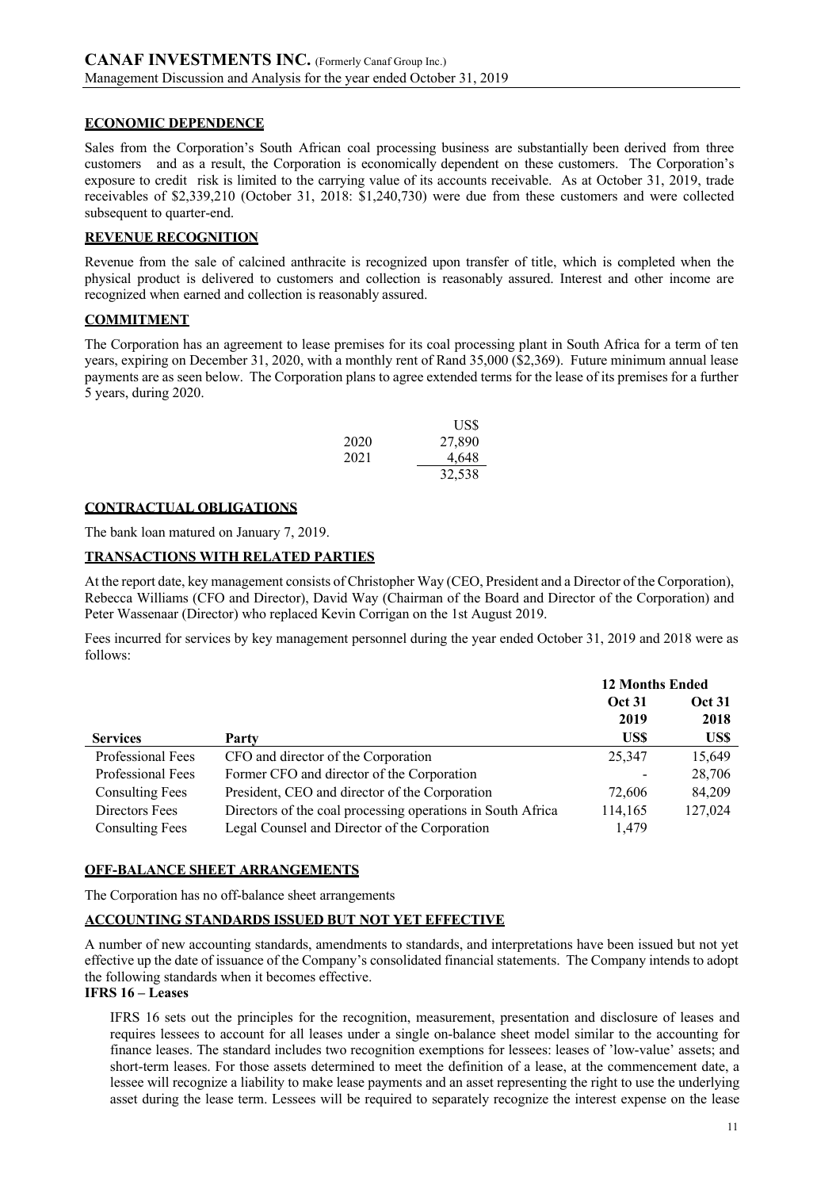## ECONOMIC DEPENDENCE

Sales from the Corporation's South African coal processing business are substantially been derived from three customers and as a result, the Corporation is economically dependent on these customers. The Corporation's exposure to credit risk is limited to the carrying value of its accounts receivable. As at October 31, 2019, trade receivables of $2,339,210 (October 31, 2018: $1,240,730) were due from these customers and were collected subsequent to quarter-end.

## REVENUE RECOGNITION

Revenue from the sale of calcined anthracite is recognized upon transfer of title, which is completed when the physical product is delivered to customers and collection is reasonably assured. Interest and other income are recognized when earned and collection is reasonably assured.

## COMMITMENT

The Corporation has an agreement to lease premises for its coal processing plant in South Africa for a term of ten years, expiring on December 31, 2020, with a monthly rent of Rand 35,000 ($2,369). Future minimum annual lease payments are as seen below. The Corporation plans to agree extended terms for the lease of its premises for a further 5 years, during 2020.

| | US$ |
|---|---|
| 2020 | 27,890 |
| 2021 | 4,648 |
| | 32,538 |

## CONTRACTUAL OBLIGATIONS

The bank loan matured on January 7, 2019.

## TRANSACTIONS WITH RELATED PARTIES

At the report date, key management consists of Christopher Way (CEO, President and a Director of the Corporation), Rebecca Williams (CFO and Director), David Way (Chairman of the Board and Director of the Corporation) and Peter Wassenaar (Director) who replaced Kevin Corrigan on the 1st August 2019.

Fees incurred for services by key management personnel during the year ended October 31, 2019 and 2018 were as follows:

| | | 12 Months Ended | |
|---|---|---|---|
| | | Oct 31 2019 | Oct 31 2018 |
| **Services** | **Party** | **US$** | **US$** |
| Professional Fees | CFO and director of the Corporation | 25,347 | 15,649 |
| Professional Fees | Former CFO and director of the Corporation | - | 28,706 |
| Consulting Fees | President, CEO and director of the Corporation | 72,606 | 84,209 |
| Directors Fees | Directors of the coal processing operations in South Africa | 114,165 | 127,024 |
| Consulting Fees | Legal Counsel and Director of the Corporation | 1,479 | |

## OFF-BALANCE SHEET ARRANGEMENTS

The Corporation has no off-balance sheet arrangements

## ACCOUNTING STANDARDS ISSUED BUT NOT YET EFFECTIVE

A number of new accounting standards, amendments to standards, and interpretations have been issued but not yet effective up the date of issuance of the Company's consolidated financial statements. The Company intends to adopt the following standards when it becomes effective.

### IFRS 16 – Leases

IFRS 16 sets out the principles for the recognition, measurement, presentation and disclosure of leases and requires lessees to account for all leases under a single on-balance sheet model similar to the accounting for finance leases. The standard includes two recognition exemptions for lessees: leases of 'low-value' assets; and short-term leases. For those assets determined to meet the definition of a lease, at the commencement date, a lessee will recognize a liability to make lease payments and an asset representing the right to use the underlying asset during the lease term. Lessees will be required to separately recognize the interest expense on the lease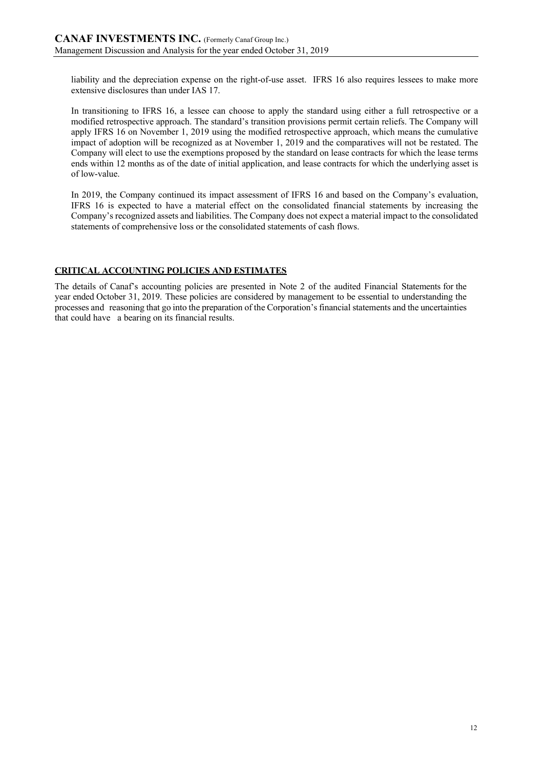liability and the depreciation expense on the right-of-use asset. IFRS 16 also requires lessees to make more extensive disclosures than under IAS 17.

In transitioning to IFRS 16, a lessee can choose to apply the standard using either a full retrospective or a modified retrospective approach. The standard's transition provisions permit certain reliefs. The Company will apply IFRS 16 on November 1, 2019 using the modified retrospective approach, which means the cumulative impact of adoption will be recognized as at November 1, 2019 and the comparatives will not be restated. The Company will elect to use the exemptions proposed by the standard on lease contracts for which the lease terms ends within 12 months as of the date of initial application, and lease contracts for which the underlying asset is of low-value.

In 2019, the Company continued its impact assessment of IFRS 16 and based on the Company's evaluation, IFRS 16 is expected to have a material effect on the consolidated financial statements by increasing the Company's recognized assets and liabilities. The Company does not expect a material impact to the consolidated statements of comprehensive loss or the consolidated statements of cash flows.

## CRITICAL ACCOUNTING POLICIES AND ESTIMATES

The details of Canaf's accounting policies are presented in Note 2 of the audited Financial Statements for the year ended October 31, 2019. These policies are considered by management to be essential to understanding the processes and reasoning that go into the preparation of the Corporation's financial statements and the uncertainties that could have a bearing on its financial results.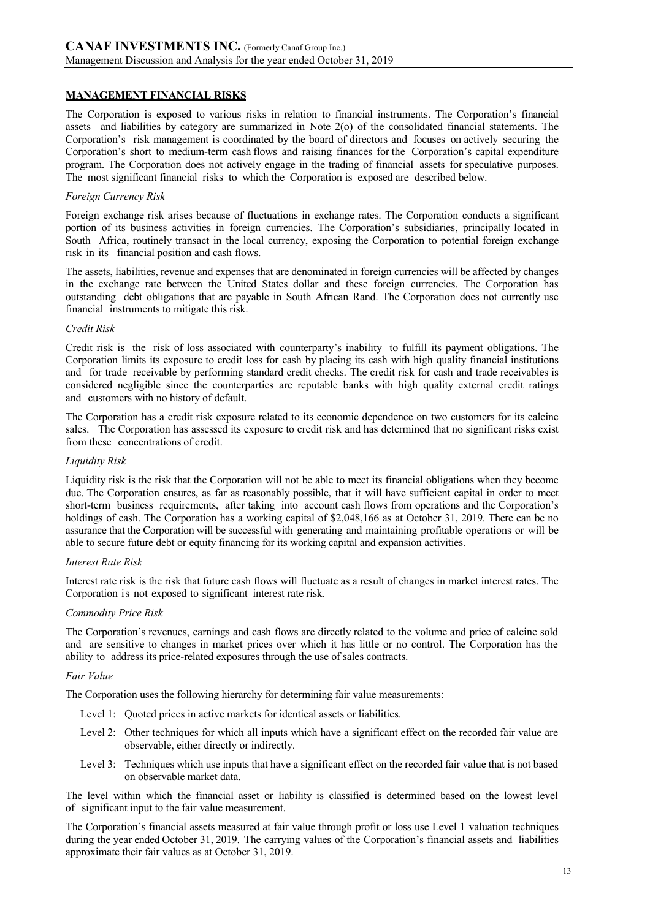## MANAGEMENT FINANCIAL RISKS

The Corporation is exposed to various risks in relation to financial instruments. The Corporation's financial assets and liabilities by category are summarized in Note 2(o) of the consolidated financial statements. The Corporation's risk management is coordinated by the board of directors and focuses on actively securing the Corporation's short to medium-term cash flows and raising finances for the Corporation's capital expenditure program. The Corporation does not actively engage in the trading of financial assets for speculative purposes. The most significant financial risks to which the Corporation is exposed are described below.

*Foreign Currency Risk*

Foreign exchange risk arises because of fluctuations in exchange rates. The Corporation conducts a significant portion of its business activities in foreign currencies. The Corporation's subsidiaries, principally located in South Africa, routinely transact in the local currency, exposing the Corporation to potential foreign exchange risk in its financial position and cash flows.

The assets, liabilities, revenue and expenses that are denominated in foreign currencies will be affected by changes in the exchange rate between the United States dollar and these foreign currencies. The Corporation has outstanding debt obligations that are payable in South African Rand. The Corporation does not currently use financial instruments to mitigate this risk.

*Credit Risk*

Credit risk is the risk of loss associated with counterparty's inability to fulfill its payment obligations. The Corporation limits its exposure to credit loss for cash by placing its cash with high quality financial institutions and for trade receivable by performing standard credit checks. The credit risk for cash and trade receivables is considered negligible since the counterparties are reputable banks with high quality external credit ratings and customers with no history of default.

The Corporation has a credit risk exposure related to its economic dependence on two customers for its calcine sales. The Corporation has assessed its exposure to credit risk and has determined that no significant risks exist from these concentrations of credit.

*Liquidity Risk*

Liquidity risk is the risk that the Corporation will not be able to meet its financial obligations when they become due. The Corporation ensures, as far as reasonably possible, that it will have sufficient capital in order to meet short-term business requirements, after taking into account cash flows from operations and the Corporation's holdings of cash. The Corporation has a working capital of $2,048,166 as at October 31, 2019. There can be no assurance that the Corporation will be successful with generating and maintaining profitable operations or will be able to secure future debt or equity financing for its working capital and expansion activities.

*Interest Rate Risk*

Interest rate risk is the risk that future cash flows will fluctuate as a result of changes in market interest rates. The Corporation is not exposed to significant interest rate risk.

*Commodity Price Risk*

The Corporation's revenues, earnings and cash flows are directly related to the volume and price of calcine sold and are sensitive to changes in market prices over which it has little or no control. The Corporation has the ability to address its price-related exposures through the use of sales contracts.

*Fair Value*

The Corporation uses the following hierarchy for determining fair value measurements:

- Level 1: Quoted prices in active markets for identical assets or liabilities.
- Level 2: Other techniques for which all inputs which have a significant effect on the recorded fair value are observable, either directly or indirectly.
- Level 3: Techniques which use inputs that have a significant effect on the recorded fair value that is not based on observable market data.

The level within which the financial asset or liability is classified is determined based on the lowest level of significant input to the fair value measurement.

The Corporation's financial assets measured at fair value through profit or loss use Level 1 valuation techniques during the year ended October 31, 2019. The carrying values of the Corporation's financial assets and liabilities approximate their fair values as at October 31, 2019.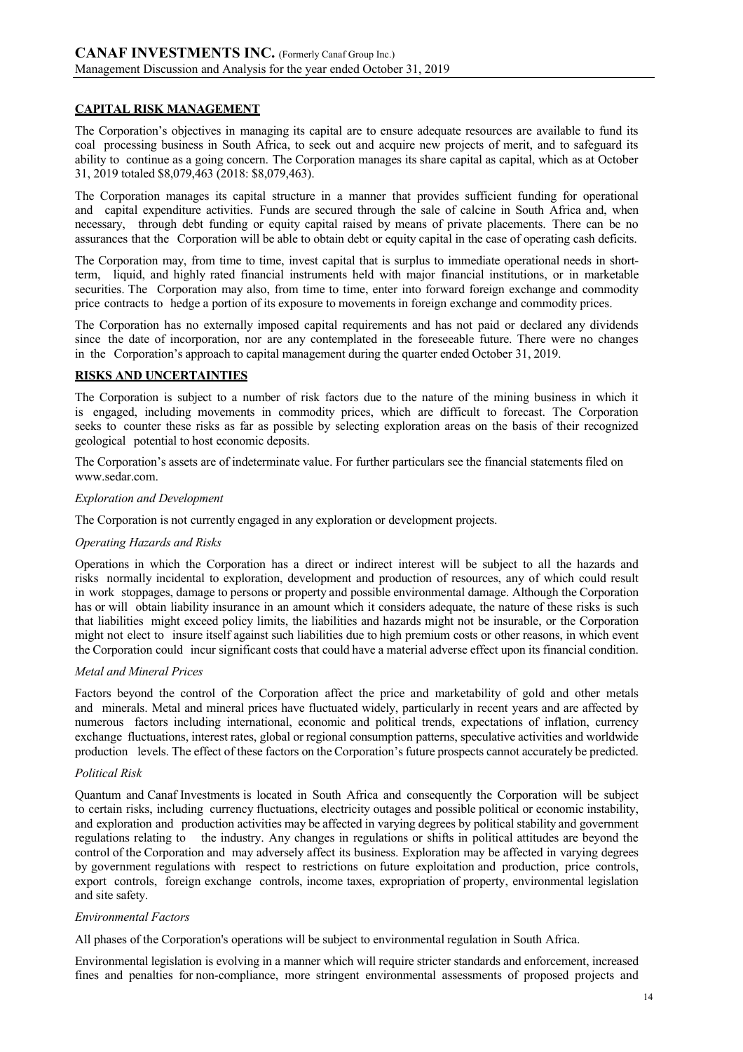## CAPITAL RISK MANAGEMENT

The Corporation's objectives in managing its capital are to ensure adequate resources are available to fund its coal processing business in South Africa, to seek out and acquire new projects of merit, and to safeguard its ability to continue as a going concern. The Corporation manages its share capital as capital, which as at October 31, 2019 totaled $8,079,463 (2018: $8,079,463).

The Corporation manages its capital structure in a manner that provides sufficient funding for operational and capital expenditure activities. Funds are secured through the sale of calcine in South Africa and, when necessary, through debt funding or equity capital raised by means of private placements. There can be no assurances that the Corporation will be able to obtain debt or equity capital in the case of operating cash deficits.

The Corporation may, from time to time, invest capital that is surplus to immediate operational needs in short-term, liquid, and highly rated financial instruments held with major financial institutions, or in marketable securities. The Corporation may also, from time to time, enter into forward foreign exchange and commodity price contracts to hedge a portion of its exposure to movements in foreign exchange and commodity prices.

The Corporation has no externally imposed capital requirements and has not paid or declared any dividends since the date of incorporation, nor are any contemplated in the foreseeable future. There were no changes in the Corporation's approach to capital management during the quarter ended October 31, 2019.

## RISKS AND UNCERTAINTIES

The Corporation is subject to a number of risk factors due to the nature of the mining business in which it is engaged, including movements in commodity prices, which are difficult to forecast. The Corporation seeks to counter these risks as far as possible by selecting exploration areas on the basis of their recognized geological potential to host economic deposits.

The Corporation's assets are of indeterminate value. For further particulars see the financial statements filed on www.sedar.com.

*Exploration and Development*

The Corporation is not currently engaged in any exploration or development projects.

*Operating Hazards and Risks*

Operations in which the Corporation has a direct or indirect interest will be subject to all the hazards and risks normally incidental to exploration, development and production of resources, any of which could result in work stoppages, damage to persons or property and possible environmental damage. Although the Corporation has or will obtain liability insurance in an amount which it considers adequate, the nature of these risks is such that liabilities might exceed policy limits, the liabilities and hazards might not be insurable, or the Corporation might not elect to insure itself against such liabilities due to high premium costs or other reasons, in which event the Corporation could incur significant costs that could have a material adverse effect upon its financial condition.

*Metal and Mineral Prices*

Factors beyond the control of the Corporation affect the price and marketability of gold and other metals and minerals. Metal and mineral prices have fluctuated widely, particularly in recent years and are affected by numerous factors including international, economic and political trends, expectations of inflation, currency exchange fluctuations, interest rates, global or regional consumption patterns, speculative activities and worldwide production levels. The effect of these factors on the Corporation's future prospects cannot accurately be predicted.

*Political Risk*

Quantum and Canaf Investments is located in South Africa and consequently the Corporation will be subject to certain risks, including currency fluctuations, electricity outages and possible political or economic instability, and exploration and production activities may be affected in varying degrees by political stability and government regulations relating to the industry. Any changes in regulations or shifts in political attitudes are beyond the control of the Corporation and may adversely affect its business. Exploration may be affected in varying degrees by government regulations with respect to restrictions on future exploitation and production, price controls, export controls, foreign exchange controls, income taxes, expropriation of property, environmental legislation and site safety.

*Environmental Factors*

All phases of the Corporation's operations will be subject to environmental regulation in South Africa.

Environmental legislation is evolving in a manner which will require stricter standards and enforcement, increased fines and penalties for non-compliance, more stringent environmental assessments of proposed projects and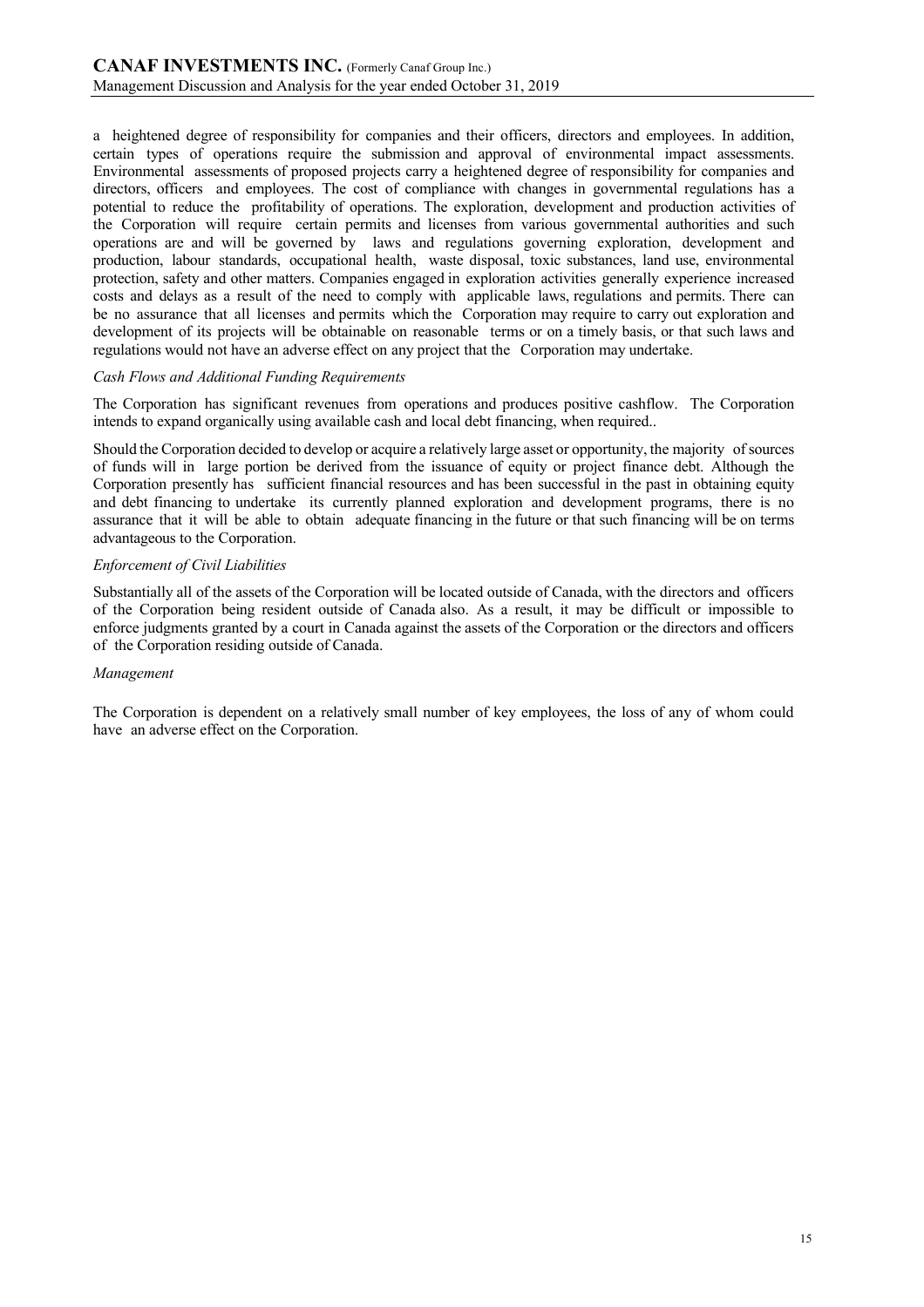a heightened degree of responsibility for companies and their officers, directors and employees. In addition, certain types of operations require the submission and approval of environmental impact assessments. Environmental assessments of proposed projects carry a heightened degree of responsibility for companies and directors, officers and employees. The cost of compliance with changes in governmental regulations has a potential to reduce the profitability of operations. The exploration, development and production activities of the Corporation will require certain permits and licenses from various governmental authorities and such operations are and will be governed by laws and regulations governing exploration, development and production, labour standards, occupational health, waste disposal, toxic substances, land use, environmental protection, safety and other matters. Companies engaged in exploration activities generally experience increased costs and delays as a result of the need to comply with applicable laws, regulations and permits. There can be no assurance that all licenses and permits which the Corporation may require to carry out exploration and development of its projects will be obtainable on reasonable terms or on a timely basis, or that such laws and regulations would not have an adverse effect on any project that the Corporation may undertake.

*Cash Flows and Additional Funding Requirements*

The Corporation has significant revenues from operations and produces positive cashflow. The Corporation intends to expand organically using available cash and local debt financing, when required..

Should the Corporation decided to develop or acquire a relatively large asset or opportunity, the majority of sources of funds will in large portion be derived from the issuance of equity or project finance debt. Although the Corporation presently has sufficient financial resources and has been successful in the past in obtaining equity and debt financing to undertake its currently planned exploration and development programs, there is no assurance that it will be able to obtain adequate financing in the future or that such financing will be on terms advantageous to the Corporation.

*Enforcement of Civil Liabilities*

Substantially all of the assets of the Corporation will be located outside of Canada, with the directors and officers of the Corporation being resident outside of Canada also. As a result, it may be difficult or impossible to enforce judgments granted by a court in Canada against the assets of the Corporation or the directors and officers of the Corporation residing outside of Canada.

*Management*

The Corporation is dependent on a relatively small number of key employees, the loss of any of whom could have an adverse effect on the Corporation.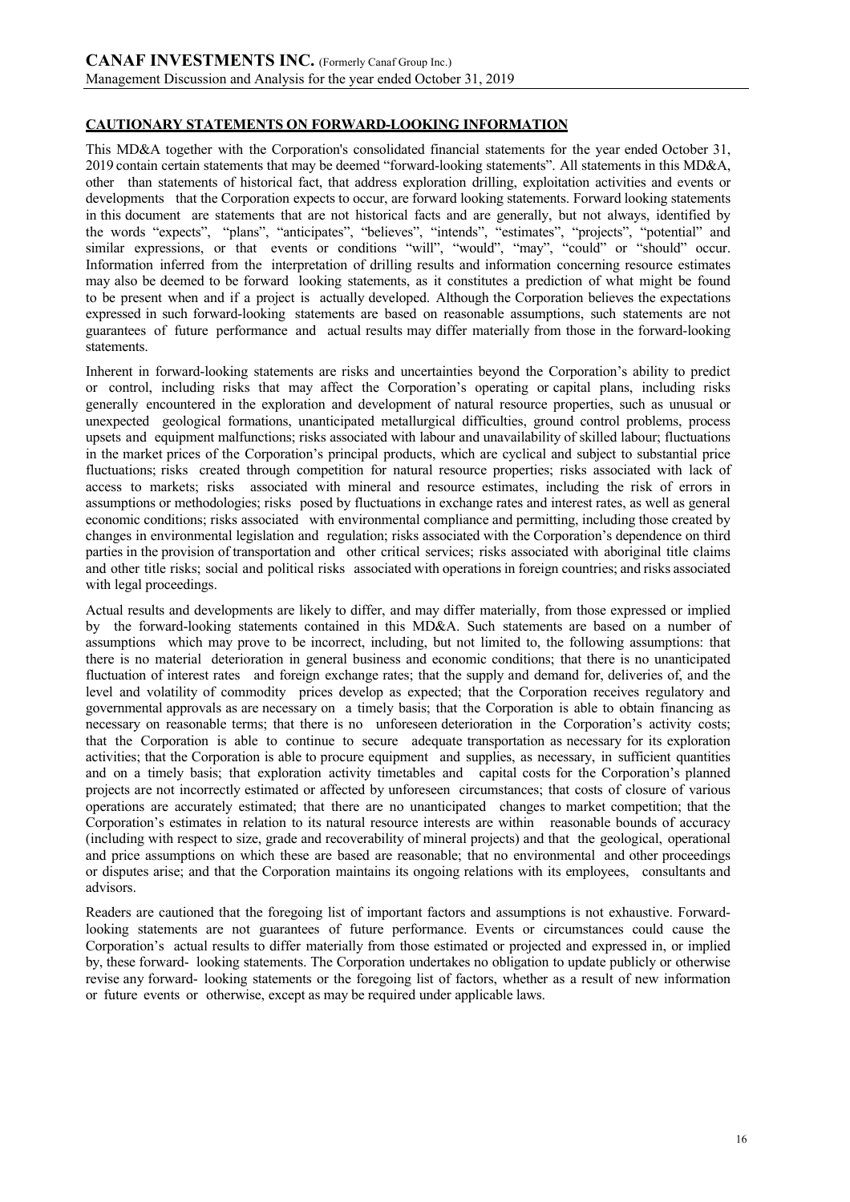## CAUTIONARY STATEMENTS ON FORWARD-LOOKING INFORMATION

This MD&A together with the Corporation's consolidated financial statements for the year ended October 31, 2019 contain certain statements that may be deemed "forward-looking statements". All statements in this MD&A, other than statements of historical fact, that address exploration drilling, exploitation activities and events or developments that the Corporation expects to occur, are forward looking statements. Forward looking statements in this document are statements that are not historical facts and are generally, but not always, identified by the words "expects", "plans", "anticipates", "believes", "intends", "estimates", "projects", "potential" and similar expressions, or that events or conditions "will", "would", "may", "could" or "should" occur. Information inferred from the interpretation of drilling results and information concerning resource estimates may also be deemed to be forward looking statements, as it constitutes a prediction of what might be found to be present when and if a project is actually developed. Although the Corporation believes the expectations expressed in such forward-looking statements are based on reasonable assumptions, such statements are not guarantees of future performance and actual results may differ materially from those in the forward-looking statements.

Inherent in forward-looking statements are risks and uncertainties beyond the Corporation's ability to predict or control, including risks that may affect the Corporation's operating or capital plans, including risks generally encountered in the exploration and development of natural resource properties, such as unusual or unexpected geological formations, unanticipated metallurgical difficulties, ground control problems, process upsets and equipment malfunctions; risks associated with labour and unavailability of skilled labour; fluctuations in the market prices of the Corporation's principal products, which are cyclical and subject to substantial price fluctuations; risks created through competition for natural resource properties; risks associated with lack of access to markets; risks associated with mineral and resource estimates, including the risk of errors in assumptions or methodologies; risks posed by fluctuations in exchange rates and interest rates, as well as general economic conditions; risks associated with environmental compliance and permitting, including those created by changes in environmental legislation and regulation; risks associated with the Corporation's dependence on third parties in the provision of transportation and other critical services; risks associated with aboriginal title claims and other title risks; social and political risks associated with operations in foreign countries; and risks associated with legal proceedings.

Actual results and developments are likely to differ, and may differ materially, from those expressed or implied by the forward-looking statements contained in this MD&A. Such statements are based on a number of assumptions which may prove to be incorrect, including, but not limited to, the following assumptions: that there is no material deterioration in general business and economic conditions; that there is no unanticipated fluctuation of interest rates and foreign exchange rates; that the supply and demand for, deliveries of, and the level and volatility of commodity prices develop as expected; that the Corporation receives regulatory and governmental approvals as are necessary on a timely basis; that the Corporation is able to obtain financing as necessary on reasonable terms; that there is no unforeseen deterioration in the Corporation's activity costs; that the Corporation is able to continue to secure adequate transportation as necessary for its exploration activities; that the Corporation is able to procure equipment and supplies, as necessary, in sufficient quantities and on a timely basis; that exploration activity timetables and capital costs for the Corporation's planned projects are not incorrectly estimated or affected by unforeseen circumstances; that costs of closure of various operations are accurately estimated; that there are no unanticipated changes to market competition; that the Corporation's estimates in relation to its natural resource interests are within reasonable bounds of accuracy (including with respect to size, grade and recoverability of mineral projects) and that the geological, operational and price assumptions on which these are based are reasonable; that no environmental and other proceedings or disputes arise; and that the Corporation maintains its ongoing relations with its employees, consultants and advisors.

Readers are cautioned that the foregoing list of important factors and assumptions is not exhaustive. Forward-looking statements are not guarantees of future performance. Events or circumstances could cause the Corporation's actual results to differ materially from those estimated or projected and expressed in, or implied by, these forward- looking statements. The Corporation undertakes no obligation to update publicly or otherwise revise any forward- looking statements or the foregoing list of factors, whether as a result of new information or future events or otherwise, except as may be required under applicable laws.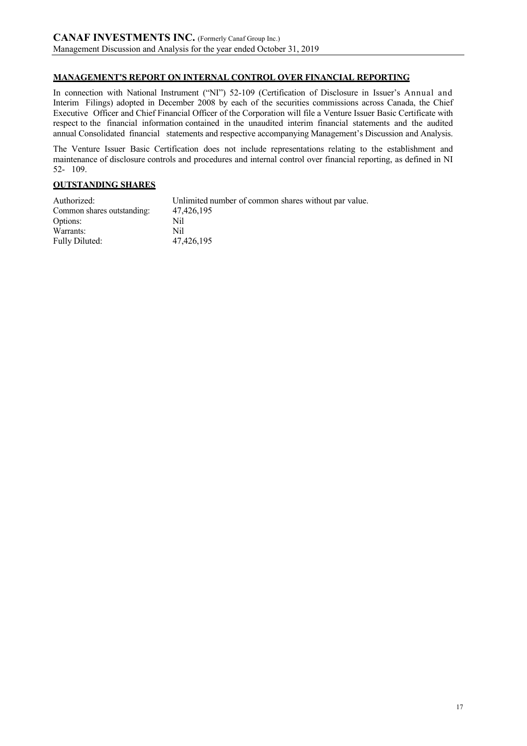## MANAGEMENT'S REPORT ON INTERNAL CONTROL OVER FINANCIAL REPORTING

In connection with National Instrument ("NI") 52-109 (Certification of Disclosure in Issuer's Annual and Interim Filings) adopted in December 2008 by each of the securities commissions across Canada, the Chief Executive Officer and Chief Financial Officer of the Corporation will file a Venture Issuer Basic Certificate with respect to the financial information contained in the unaudited interim financial statements and the audited annual Consolidated financial statements and respective accompanying Management's Discussion and Analysis.

The Venture Issuer Basic Certification does not include representations relating to the establishment and maintenance of disclosure controls and procedures and internal control over financial reporting, as defined in NI 52- 109.

## OUTSTANDING SHARES

| | |
|---|---|
| Authorized: | Unlimited number of common shares without par value. |
| Common shares outstanding: | 47,426,195 |
| Options: | Nil |
| Warrants: | Nil |
| Fully Diluted: | 47,426,195 |